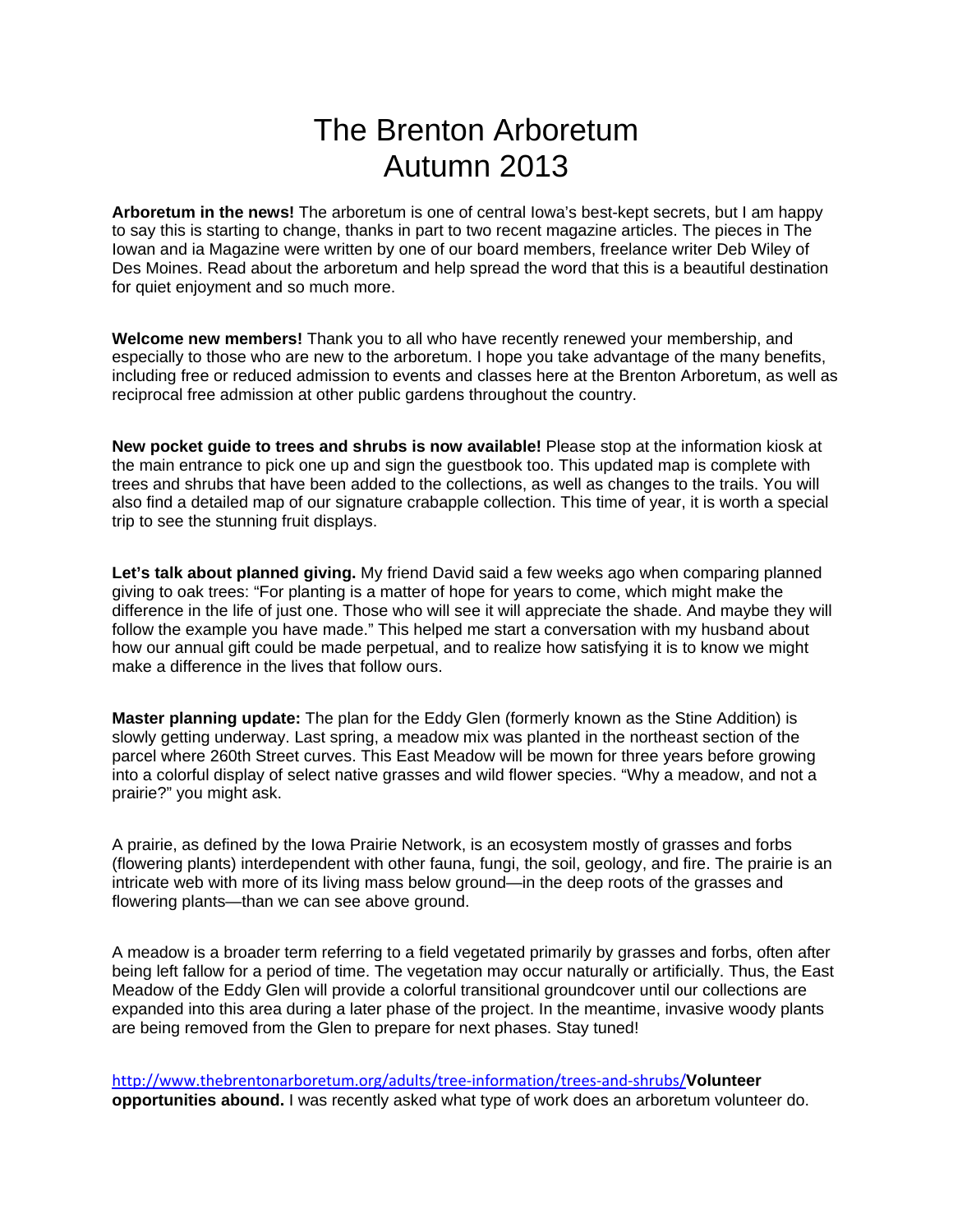# The Brenton Arboretum
# Autumn 2013

**Arboretum in the news!** The arboretum is one of central Iowa's best-kept secrets, but I am happy to say this is starting to change, thanks in part to two recent magazine articles. The pieces in The Iowan and ia Magazine were written by one of our board members, freelance writer Deb Wiley of Des Moines. Read about the arboretum and help spread the word that this is a beautiful destination for quiet enjoyment and so much more.

**Welcome new members!** Thank you to all who have recently renewed your membership, and especially to those who are new to the arboretum. I hope you take advantage of the many benefits, including free or reduced admission to events and classes here at the Brenton Arboretum, as well as reciprocal free admission at other public gardens throughout the country.

**New pocket guide to trees and shrubs is now available!** Please stop at the information kiosk at the main entrance to pick one up and sign the guestbook too. This updated map is complete with trees and shrubs that have been added to the collections, as well as changes to the trails. You will also find a detailed map of our signature crabapple collection. This time of year, it is worth a special trip to see the stunning fruit displays.

**Let's talk about planned giving.** My friend David said a few weeks ago when comparing planned giving to oak trees: "For planting is a matter of hope for years to come, which might make the difference in the life of just one. Those who will see it will appreciate the shade. And maybe they will follow the example you have made." This helped me start a conversation with my husband about how our annual gift could be made perpetual, and to realize how satisfying it is to know we might make a difference in the lives that follow ours.

**Master planning update:** The plan for the Eddy Glen (formerly known as the Stine Addition) is slowly getting underway. Last spring, a meadow mix was planted in the northeast section of the parcel where 260th Street curves. This East Meadow will be mown for three years before growing into a colorful display of select native grasses and wild flower species. "Why a meadow, and not a prairie?" you might ask.

A prairie, as defined by the Iowa Prairie Network, is an ecosystem mostly of grasses and forbs (flowering plants) interdependent with other fauna, fungi, the soil, geology, and fire. The prairie is an intricate web with more of its living mass below ground—in the deep roots of the grasses and flowering plants—than we can see above ground.

A meadow is a broader term referring to a field vegetated primarily by grasses and forbs, often after being left fallow for a period of time. The vegetation may occur naturally or artificially. Thus, the East Meadow of the Eddy Glen will provide a colorful transitional groundcover until our collections are expanded into this area during a later phase of the project. In the meantime, invasive woody plants are being removed from the Glen to prepare for next phases. Stay tuned!

http://www.thebrentonarboretum.org/adults/tree-information/trees-and-shrubs/**Volunteer opportunities abound.** I was recently asked what type of work does an arboretum volunteer do.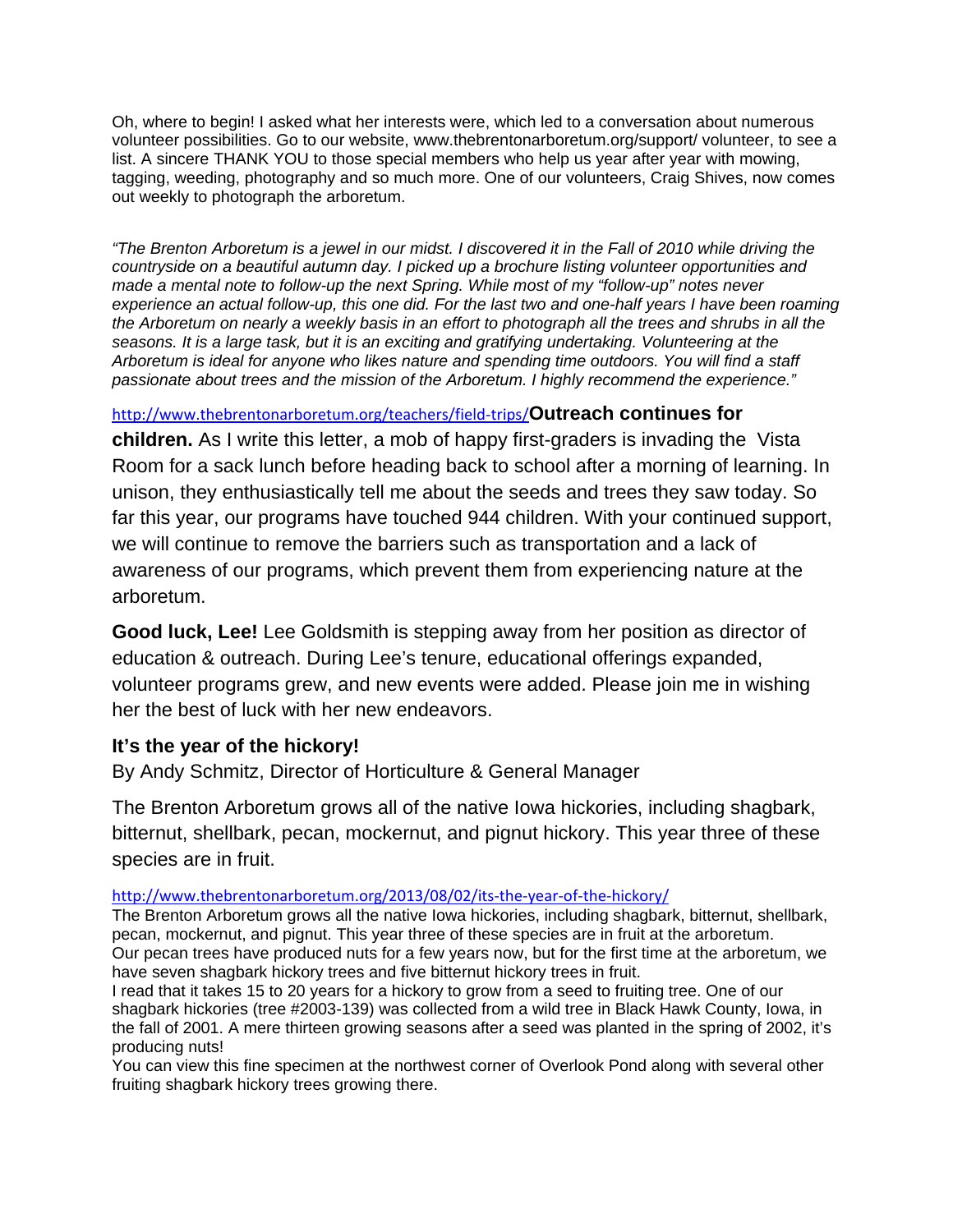Oh, where to begin! I asked what her interests were, which led to a conversation about numerous volunteer possibilities. Go to our website, www.thebrentonarboretum.org/support/ volunteer, to see a list. A sincere THANK YOU to those special members who help us year after year with mowing, tagging, weeding, photography and so much more. One of our volunteers, Craig Shives, now comes out weekly to photograph the arboretum.

*"The Brenton Arboretum is a jewel in our midst. I discovered it in the Fall of 2010 while driving the countryside on a beautiful autumn day. I picked up a brochure listing volunteer opportunities and made a mental note to follow-up the next Spring. While most of my "follow-up" notes never experience an actual follow-up, this one did. For the last two and one-half years I have been roaming the Arboretum on nearly a weekly basis in an effort to photograph all the trees and shrubs in all the seasons. It is a large task, but it is an exciting and gratifying undertaking. Volunteering at the Arboretum is ideal for anyone who likes nature and spending time outdoors. You will find a staff passionate about trees and the mission of the Arboretum. I highly recommend the experience."*

http://www.thebrentonarboretum.org/teachers/field-trips/**Outreach continues for children.** As I write this letter, a mob of happy first-graders is invading the Vista Room for a sack lunch before heading back to school after a morning of learning. In unison, they enthusiastically tell me about the seeds and trees they saw today. So far this year, our programs have touched 944 children. With your continued support, we will continue to remove the barriers such as transportation and a lack of awareness of our programs, which prevent them from experiencing nature at the arboretum.

**Good luck, Lee!** Lee Goldsmith is stepping away from her position as director of education & outreach. During Lee's tenure, educational offerings expanded, volunteer programs grew, and new events were added. Please join me in wishing her the best of luck with her new endeavors.

### It's the year of the hickory!

By Andy Schmitz, Director of Horticulture & General Manager

The Brenton Arboretum grows all of the native Iowa hickories, including shagbark, bitternut, shellbark, pecan, mockernut, and pignut hickory. This year three of these species are in fruit.

http://www.thebrentonarboretum.org/2013/08/02/its-the-year-of-the-hickory/

The Brenton Arboretum grows all the native Iowa hickories, including shagbark, bitternut, shellbark, pecan, mockernut, and pignut. This year three of these species are in fruit at the arboretum.

Our pecan trees have produced nuts for a few years now, but for the first time at the arboretum, we have seven shagbark hickory trees and five bitternut hickory trees in fruit.

I read that it takes 15 to 20 years for a hickory to grow from a seed to fruiting tree. One of our shagbark hickories (tree #2003-139) was collected from a wild tree in Black Hawk County, Iowa, in the fall of 2001. A mere thirteen growing seasons after a seed was planted in the spring of 2002, it's producing nuts!

You can view this fine specimen at the northwest corner of Overlook Pond along with several other fruiting shagbark hickory trees growing there.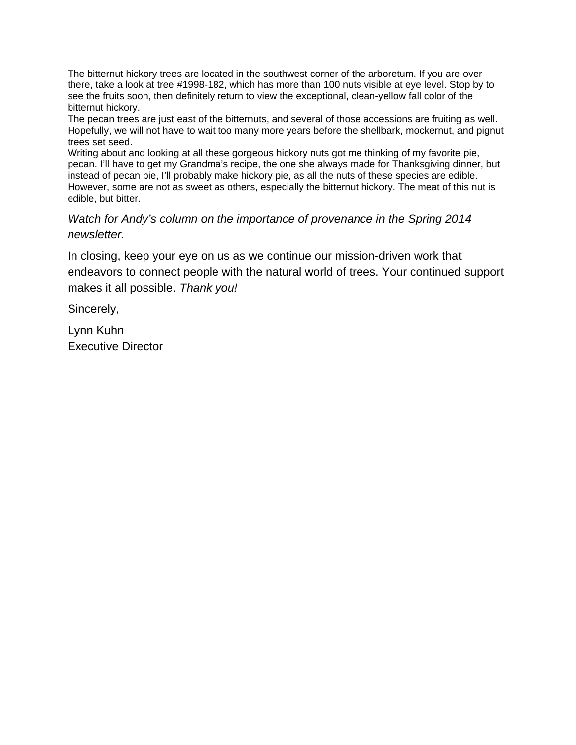The bitternut hickory trees are located in the southwest corner of the arboretum. If you are over there, take a look at tree #1998-182, which has more than 100 nuts visible at eye level. Stop by to see the fruits soon, then definitely return to view the exceptional, clean-yellow fall color of the bitternut hickory.

The pecan trees are just east of the bitternuts, and several of those accessions are fruiting as well. Hopefully, we will not have to wait too many more years before the shellbark, mockernut, and pignut trees set seed.

Writing about and looking at all these gorgeous hickory nuts got me thinking of my favorite pie, pecan. I'll have to get my Grandma's recipe, the one she always made for Thanksgiving dinner, but instead of pecan pie, I'll probably make hickory pie, as all the nuts of these species are edible. However, some are not as sweet as others, especially the bitternut hickory. The meat of this nut is edible, but bitter.

*Watch for Andy's column on the importance of provenance in the Spring 2014 newsletter.*

In closing, keep your eye on us as we continue our mission-driven work that endeavors to connect people with the natural world of trees. Your continued support makes it all possible. *Thank you!*

Sincerely,

Lynn Kuhn
Executive Director